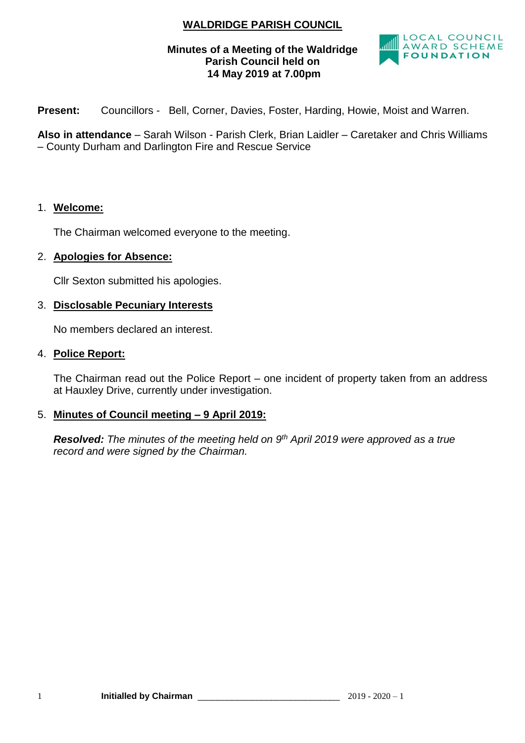# WALDRIDGE PARISH COUNCIL

**Minutes of a Meeting of the Waldridge Parish Council held on 14 May 2019 at 7.00pm**

LOCAL COUNCIL AWARD SCHEME FOUNDATION

**Present:** Councillors - Bell, Corner, Davies, Foster, Harding, Howie, Moist and Warren.

**Also in attendance** – Sarah Wilson - Parish Clerk, Brian Laidler – Caretaker and Chris Williams – County Durham and Darlington Fire and Rescue Service

1. **Welcome:**

   The Chairman welcomed everyone to the meeting.

2. **Apologies for Absence:**

   Cllr Sexton submitted his apologies.

3. **Disclosable Pecuniary Interests**

   No members declared an interest.

4. **Police Report:**

   The Chairman read out the Police Report – one incident of property taken from an address at Hauxley Drive, currently under investigation.

5. **Minutes of Council meeting – 9 April 2019:**

   ***Resolved:*** *The minutes of the meeting held on 9th April 2019 were approved as a true record and were signed by the Chairman.*

**Initialled by Chairman** ______________________________ 2019 - 2020 – 1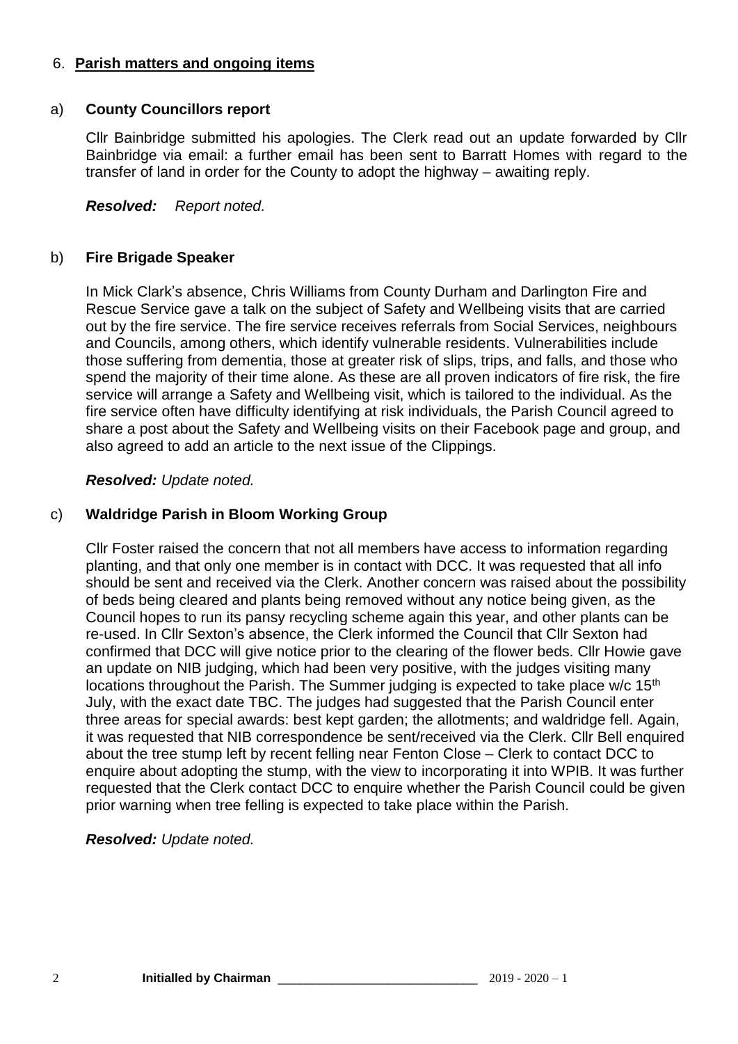6. **Parish matters and ongoing items**

a) **County Councillors report**

Cllr Bainbridge submitted his apologies. The Clerk read out an update forwarded by Cllr Bainbridge via email: a further email has been sent to Barratt Homes with regard to the transfer of land in order for the County to adopt the highway – awaiting reply.

***Resolved:*** *Report noted.*

b) **Fire Brigade Speaker**

In Mick Clark's absence, Chris Williams from County Durham and Darlington Fire and Rescue Service gave a talk on the subject of Safety and Wellbeing visits that are carried out by the fire service. The fire service receives referrals from Social Services, neighbours and Councils, among others, which identify vulnerable residents. Vulnerabilities include those suffering from dementia, those at greater risk of slips, trips, and falls, and those who spend the majority of their time alone. As these are all proven indicators of fire risk, the fire service will arrange a Safety and Wellbeing visit, which is tailored to the individual. As the fire service often have difficulty identifying at risk individuals, the Parish Council agreed to share a post about the Safety and Wellbeing visits on their Facebook page and group, and also agreed to add an article to the next issue of the Clippings.

***Resolved:*** *Update noted.*

c) **Waldridge Parish in Bloom Working Group**

Cllr Foster raised the concern that not all members have access to information regarding planting, and that only one member is in contact with DCC. It was requested that all info should be sent and received via the Clerk. Another concern was raised about the possibility of beds being cleared and plants being removed without any notice being given, as the Council hopes to run its pansy recycling scheme again this year, and other plants can be re-used. In Cllr Sexton's absence, the Clerk informed the Council that Cllr Sexton had confirmed that DCC will give notice prior to the clearing of the flower beds. Cllr Howie gave an update on NIB judging, which had been very positive, with the judges visiting many locations throughout the Parish. The Summer judging is expected to take place w/c 15th July, with the exact date TBC. The judges had suggested that the Parish Council enter three areas for special awards: best kept garden; the allotments; and waldridge fell. Again, it was requested that NIB correspondence be sent/received via the Clerk. Cllr Bell enquired about the tree stump left by recent felling near Fenton Close – Clerk to contact DCC to enquire about adopting the stump, with the view to incorporating it into WPIB. It was further requested that the Clerk contact DCC to enquire whether the Parish Council could be given prior warning when tree felling is expected to take place within the Parish.

***Resolved:*** *Update noted.*

**Initialled by Chairman** ______________________________ 2019 - 2020 – 1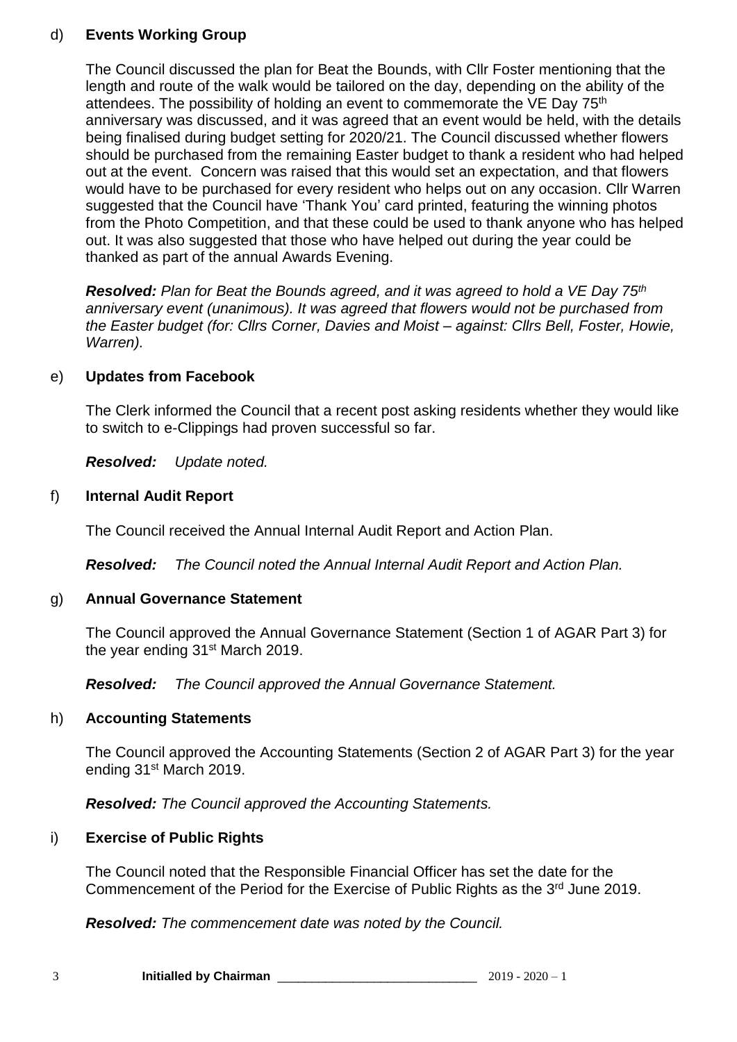d) **Events Working Group**

The Council discussed the plan for Beat the Bounds, with Cllr Foster mentioning that the length and route of the walk would be tailored on the day, depending on the ability of the attendees. The possibility of holding an event to commemorate the VE Day 75th anniversary was discussed, and it was agreed that an event would be held, with the details being finalised during budget setting for 2020/21. The Council discussed whether flowers should be purchased from the remaining Easter budget to thank a resident who had helped out at the event. Concern was raised that this would set an expectation, and that flowers would have to be purchased for every resident who helps out on any occasion. Cllr Warren suggested that the Council have 'Thank You' card printed, featuring the winning photos from the Photo Competition, and that these could be used to thank anyone who has helped out. It was also suggested that those who have helped out during the year could be thanked as part of the annual Awards Evening.

***Resolved:*** *Plan for Beat the Bounds agreed, and it was agreed to hold a VE Day 75th anniversary event (unanimous). It was agreed that flowers would not be purchased from the Easter budget (for: Cllrs Corner, Davies and Moist – against: Cllrs Bell, Foster, Howie, Warren).*

e) **Updates from Facebook**

The Clerk informed the Council that a recent post asking residents whether they would like to switch to e-Clippings had proven successful so far.

***Resolved:*** *Update noted.*

f) **Internal Audit Report**

The Council received the Annual Internal Audit Report and Action Plan.

***Resolved:*** *The Council noted the Annual Internal Audit Report and Action Plan.*

g) **Annual Governance Statement**

The Council approved the Annual Governance Statement (Section 1 of AGAR Part 3) for the year ending 31st March 2019.

***Resolved:*** *The Council approved the Annual Governance Statement.*

h) **Accounting Statements**

The Council approved the Accounting Statements (Section 2 of AGAR Part 3) for the year ending 31st March 2019.

***Resolved:*** *The Council approved the Accounting Statements.*

i) **Exercise of Public Rights**

The Council noted that the Responsible Financial Officer has set the date for the Commencement of the Period for the Exercise of Public Rights as the 3rd June 2019.

***Resolved:*** *The commencement date was noted by the Council.*

**Initialled by Chairman** ____________________________ 2019 - 2020 – 1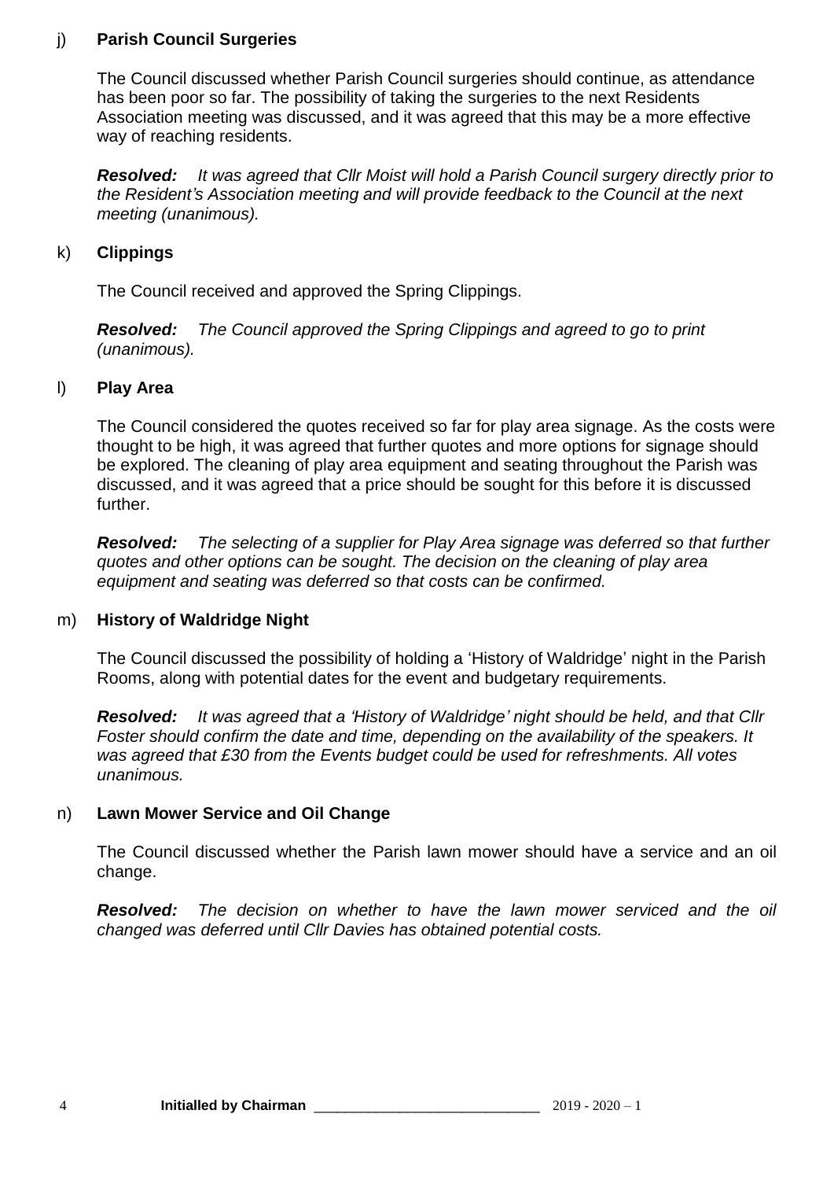j) **Parish Council Surgeries**

The Council discussed whether Parish Council surgeries should continue, as attendance has been poor so far. The possibility of taking the surgeries to the next Residents Association meeting was discussed, and it was agreed that this may be a more effective way of reaching residents.

***Resolved:*** *It was agreed that Cllr Moist will hold a Parish Council surgery directly prior to the Resident's Association meeting and will provide feedback to the Council at the next meeting (unanimous).*

k) **Clippings**

The Council received and approved the Spring Clippings.

***Resolved:*** *The Council approved the Spring Clippings and agreed to go to print (unanimous).*

l) **Play Area**

The Council considered the quotes received so far for play area signage. As the costs were thought to be high, it was agreed that further quotes and more options for signage should be explored. The cleaning of play area equipment and seating throughout the Parish was discussed, and it was agreed that a price should be sought for this before it is discussed further.

***Resolved:*** *The selecting of a supplier for Play Area signage was deferred so that further quotes and other options can be sought. The decision on the cleaning of play area equipment and seating was deferred so that costs can be confirmed.*

m) **History of Waldridge Night**

The Council discussed the possibility of holding a 'History of Waldridge' night in the Parish Rooms, along with potential dates for the event and budgetary requirements.

***Resolved:*** *It was agreed that a 'History of Waldridge' night should be held, and that Cllr Foster should confirm the date and time, depending on the availability of the speakers. It was agreed that £30 from the Events budget could be used for refreshments. All votes unanimous.*

n) **Lawn Mower Service and Oil Change**

The Council discussed whether the Parish lawn mower should have a service and an oil change.

***Resolved:*** *The decision on whether to have the lawn mower serviced and the oil changed was deferred until Cllr Davies has obtained potential costs.*

**Initialled by Chairman** ______________________________ 2019 - 2020 – 1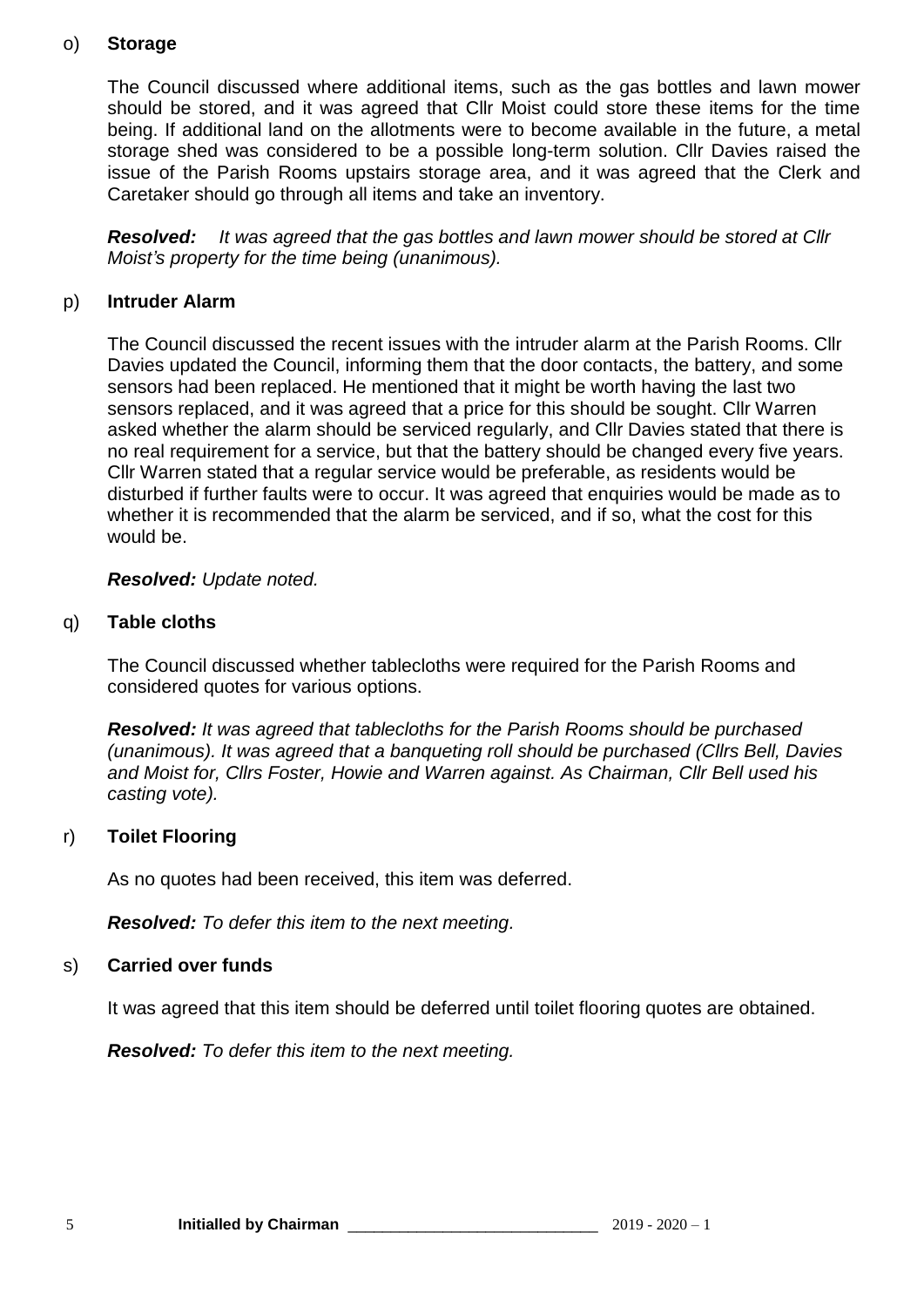o) **Storage**

The Council discussed where additional items, such as the gas bottles and lawn mower should be stored, and it was agreed that Cllr Moist could store these items for the time being. If additional land on the allotments were to become available in the future, a metal storage shed was considered to be a possible long-term solution. Cllr Davies raised the issue of the Parish Rooms upstairs storage area, and it was agreed that the Clerk and Caretaker should go through all items and take an inventory.

***Resolved:*** *It was agreed that the gas bottles and lawn mower should be stored at Cllr Moist's property for the time being (unanimous).*

p) **Intruder Alarm**

The Council discussed the recent issues with the intruder alarm at the Parish Rooms. Cllr Davies updated the Council, informing them that the door contacts, the battery, and some sensors had been replaced. He mentioned that it might be worth having the last two sensors replaced, and it was agreed that a price for this should be sought. Cllr Warren asked whether the alarm should be serviced regularly, and Cllr Davies stated that there is no real requirement for a service, but that the battery should be changed every five years. Cllr Warren stated that a regular service would be preferable, as residents would be disturbed if further faults were to occur. It was agreed that enquiries would be made as to whether it is recommended that the alarm be serviced, and if so, what the cost for this would be.

***Resolved:*** *Update noted.*

q) **Table cloths**

The Council discussed whether tablecloths were required for the Parish Rooms and considered quotes for various options.

***Resolved:*** *It was agreed that tablecloths for the Parish Rooms should be purchased (unanimous). It was agreed that a banqueting roll should be purchased (Cllrs Bell, Davies and Moist for, Cllrs Foster, Howie and Warren against. As Chairman, Cllr Bell used his casting vote).*

r) **Toilet Flooring**

As no quotes had been received, this item was deferred.

***Resolved:*** *To defer this item to the next meeting.*

s) **Carried over funds**

It was agreed that this item should be deferred until toilet flooring quotes are obtained.

***Resolved:*** *To defer this item to the next meeting.*

**Initialled by Chairman** ____________________________ 2019 - 2020 – 1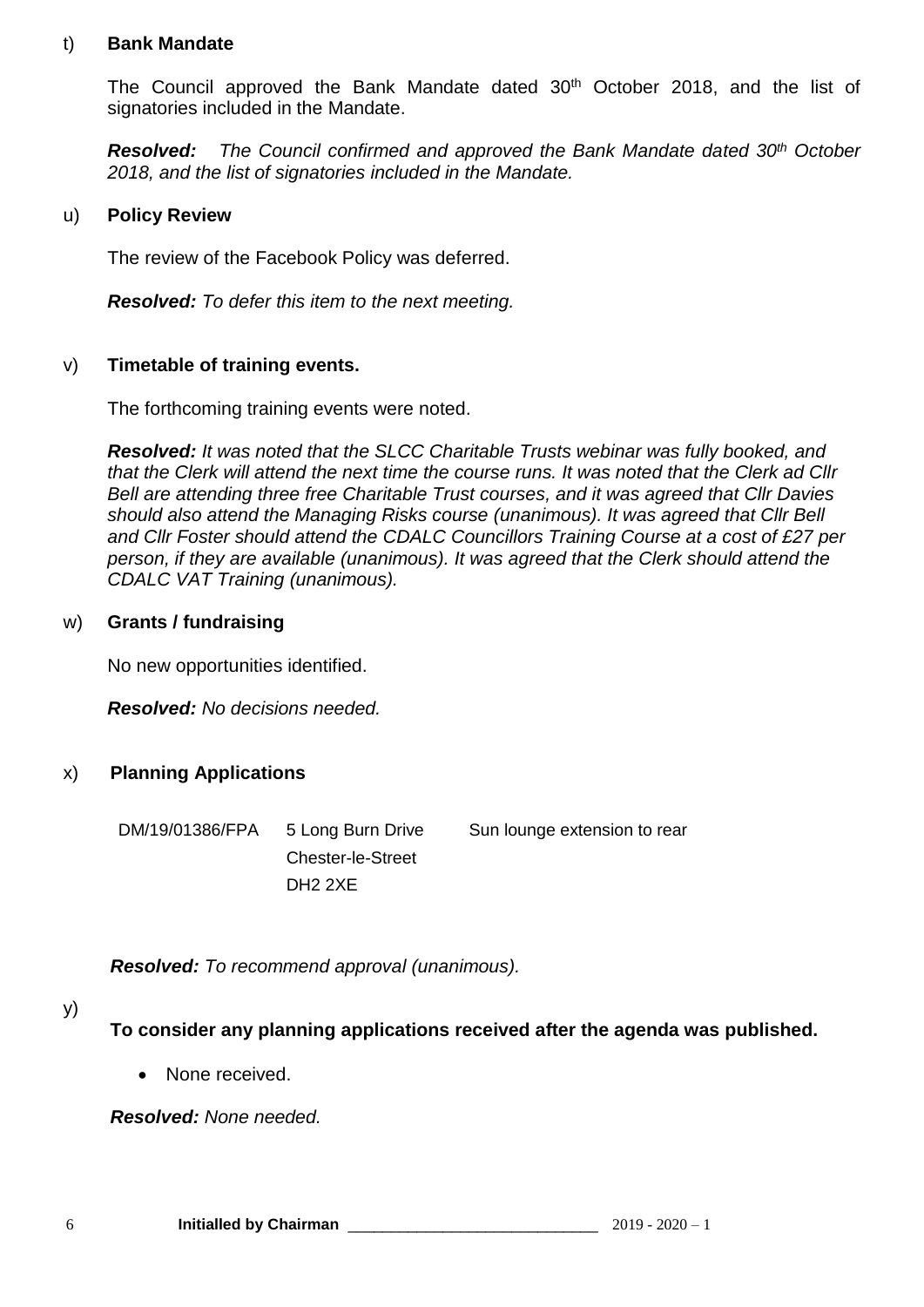t) **Bank Mandate**

The Council approved the Bank Mandate dated 30th October 2018, and the list of signatories included in the Mandate.

***Resolved:*** *The Council confirmed and approved the Bank Mandate dated 30th October 2018, and the list of signatories included in the Mandate.*

u) **Policy Review**

The review of the Facebook Policy was deferred.

***Resolved:*** *To defer this item to the next meeting.*

v) **Timetable of training events.**

The forthcoming training events were noted.

***Resolved:*** *It was noted that the SLCC Charitable Trusts webinar was fully booked, and that the Clerk will attend the next time the course runs. It was noted that the Clerk ad Cllr Bell are attending three free Charitable Trust courses, and it was agreed that Cllr Davies should also attend the Managing Risks course (unanimous). It was agreed that Cllr Bell and Cllr Foster should attend the CDALC Councillors Training Course at a cost of £27 per person, if they are available (unanimous). It was agreed that the Clerk should attend the CDALC VAT Training (unanimous).*

w) **Grants / fundraising**

No new opportunities identified.

***Resolved:*** *No decisions needed.*

x) **Planning Applications**

| | | |
|---|---|---|
| DM/19/01386/FPA | 5 Long Burn Drive<br>Chester-le-Street<br>DH2 2XE | Sun lounge extension to rear |

***Resolved:*** *To recommend approval (unanimous).*

y) **To consider any planning applications received after the agenda was published.**

- None received.

***Resolved:*** *None needed.*

**Initialled by Chairman** _____________________________ 2019 - 2020 – 1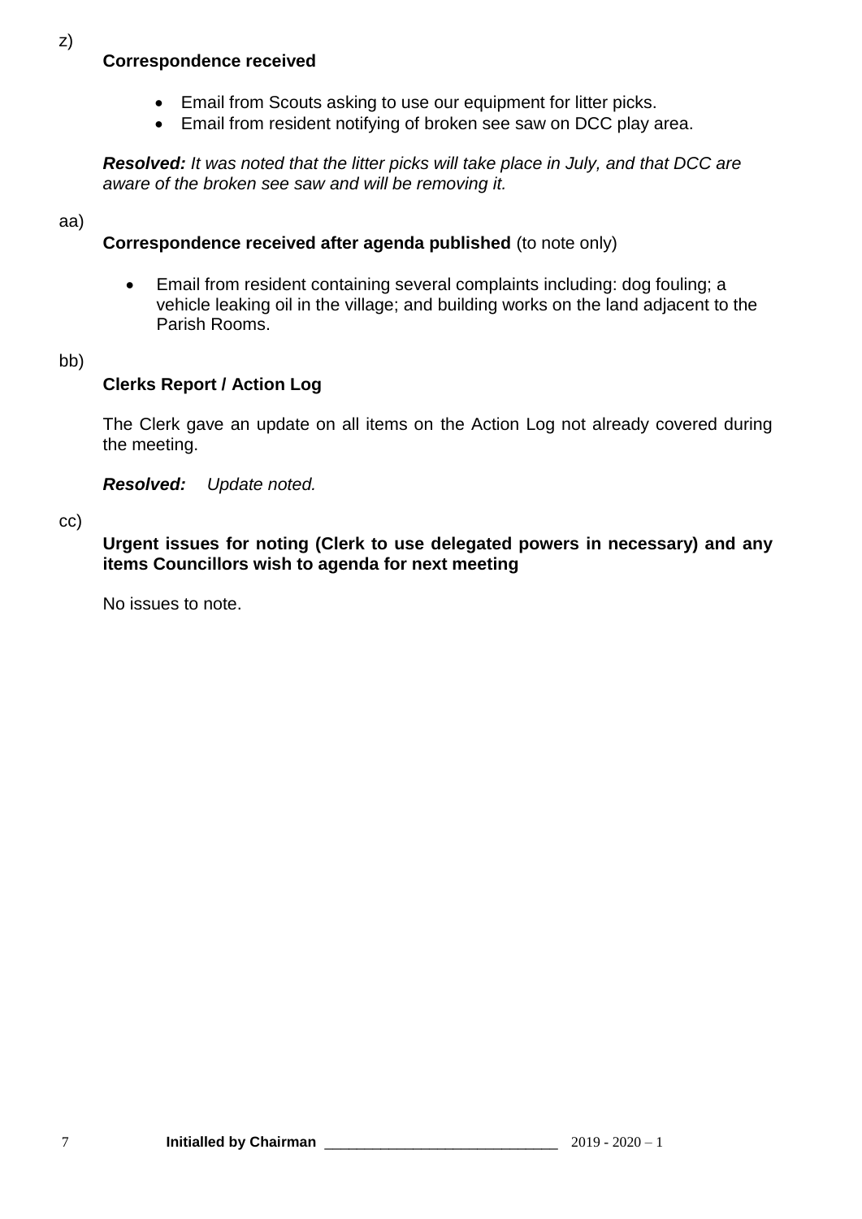z)

**Correspondence received**

- Email from Scouts asking to use our equipment for litter picks.
- Email from resident notifying of broken see saw on DCC play area.

***Resolved:*** *It was noted that the litter picks will take place in July, and that DCC are aware of the broken see saw and will be removing it.*

aa)

**Correspondence received after agenda published** (to note only)

- Email from resident containing several complaints including: dog fouling; a vehicle leaking oil in the village; and building works on the land adjacent to the Parish Rooms.

bb)

**Clerks Report / Action Log**

The Clerk gave an update on all items on the Action Log not already covered during the meeting.

***Resolved:*** *Update noted.*

cc)

**Urgent issues for noting (Clerk to use delegated powers in necessary) and any items Councillors wish to agenda for next meeting**

No issues to note.

**Initialled by Chairman** ______________________________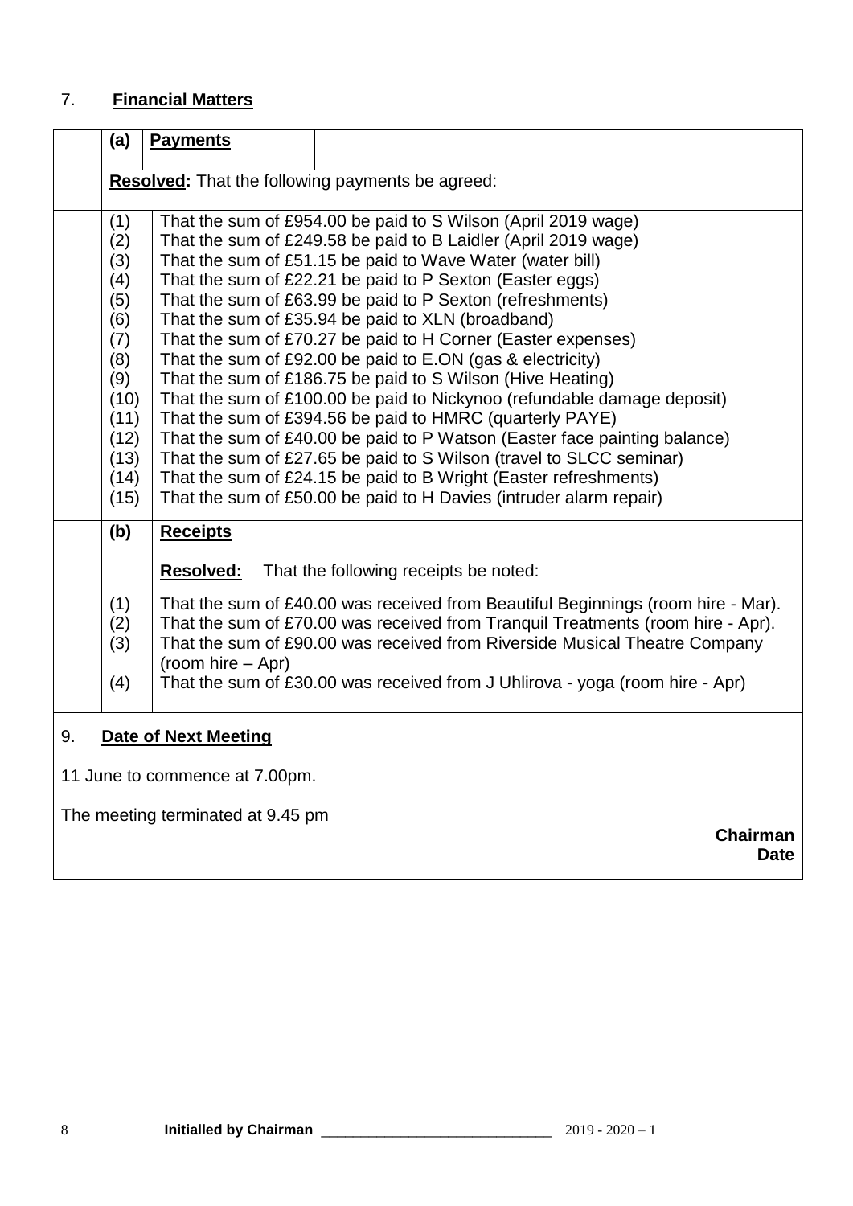## 7. **Financial Matters**

**(a) Payments**

**Resolved:** That the following payments be agreed:

(1) That the sum of £954.00 be paid to S Wilson (April 2019 wage)
(2) That the sum of £249.58 be paid to B Laidler (April 2019 wage)
(3) That the sum of £51.15 be paid to Wave Water (water bill)
(4) That the sum of £22.21 be paid to P Sexton (Easter eggs)
(5) That the sum of £63.99 be paid to P Sexton (refreshments)
(6) That the sum of £35.94 be paid to XLN (broadband)
(7) That the sum of £70.27 be paid to H Corner (Easter expenses)
(8) That the sum of £92.00 be paid to E.ON (gas & electricity)
(9) That the sum of £186.75 be paid to S Wilson (Hive Heating)
(10) That the sum of £100.00 be paid to Nickynoo (refundable damage deposit)
(11) That the sum of £394.56 be paid to HMRC (quarterly PAYE)
(12) That the sum of £40.00 be paid to P Watson (Easter face painting balance)
(13) That the sum of £27.65 be paid to S Wilson (travel to SLCC seminar)
(14) That the sum of £24.15 be paid to B Wright (Easter refreshments)
(15) That the sum of £50.00 be paid to H Davies (intruder alarm repair)

**(b) Receipts**

**Resolved:** That the following receipts be noted:

(1) That the sum of £40.00 was received from Beautiful Beginnings (room hire - Mar).
(2) That the sum of £70.00 was received from Tranquil Treatments (room hire - Apr).
(3) That the sum of £90.00 was received from Riverside Musical Theatre Company (room hire – Apr)
(4) That the sum of £30.00 was received from J Uhlirova - yoga (room hire - Apr)

## 9. **Date of Next Meeting**

11 June to commence at 7.00pm.

The meeting terminated at 9.45 pm

**Chairman**
**Date**

**Initialled by Chairman** ______________________________ 2019 - 2020 – 1